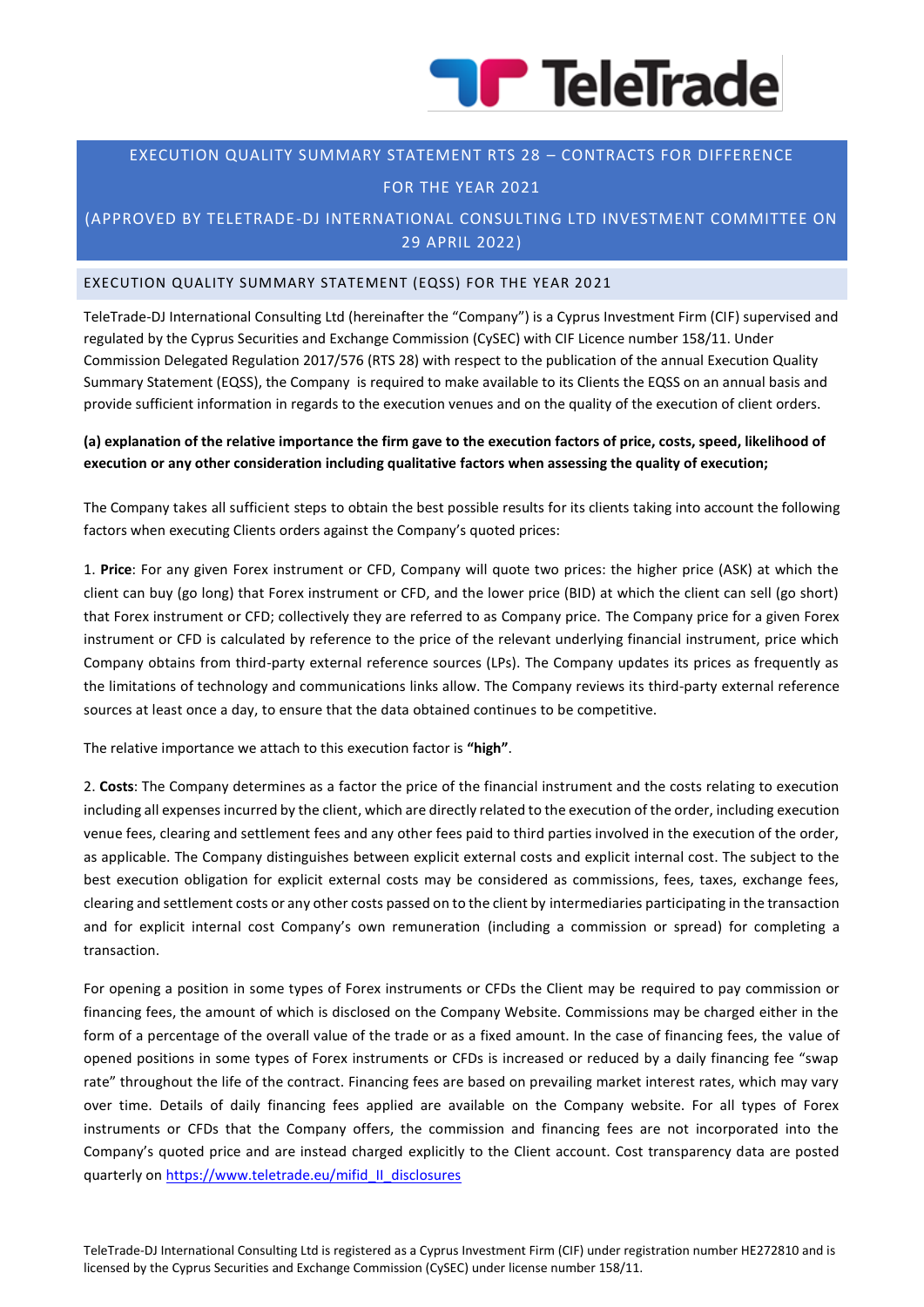# EXECUTION QUALITY SUMMARY STATEMENT RTS 28 – CONTRACTS FOR DIFFERENCE FOR THE YEAR 2021

## (APPROVED BY TELETRADE-DJ INTERNATIONAL CONSULTING LTD INVESTMENT COMMITTEE ON 29 APRIL 2022)

## EXECUTION QUALITY SUMMARY STATEMENT (EQSS) FOR THE YEAR 2021

TeleTrade-DJ International Consulting Ltd (hereinafter the "Company") is a Cyprus Investment Firm (CIF) supervised and regulated by the Cyprus Securities and Exchange Commission (CySEC) with CIF Licence number 158/11. Under Commission Delegated Regulation 2017/576 (RTS 28) with respect to the publication of the annual Execution Quality Summary Statement (EQSS), the Company is required to make available to its Clients the EQSS on an annual basis and provide sufficient information in regards to the execution venues and on the quality of the execution of client orders.

**(a) explanation of the relative importance the firm gave to the execution factors of price, costs, speed, likelihood of execution or any other consideration including qualitative factors when assessing the quality of execution;**

The Company takes all sufficient steps to obtain the best possible results for its clients taking into account the following factors when executing Clients orders against the Company's quoted prices:

1. **Price**: For any given Forex instrument or CFD, Company will quote two prices: the higher price (ASK) at which the client can buy (go long) that Forex instrument or CFD, and the lower price (BID) at which the client can sell (go short) that Forex instrument or CFD; collectively they are referred to as Company price. The Company price for a given Forex instrument or CFD is calculated by reference to the price of the relevant underlying financial instrument, price which Company obtains from third-party external reference sources (LPs). The Company updates its prices as frequently as the limitations of technology and communications links allow. The Company reviews its third-party external reference sources at least once a day, to ensure that the data obtained continues to be competitive.

The relative importance we attach to this execution factor is **"high"**.

2. **Costs**: The Company determines as a factor the price of the financial instrument and the costs relating to execution including all expenses incurred by the client, which are directly related to the execution of the order, including execution venue fees, clearing and settlement fees and any other fees paid to third parties involved in the execution of the order, as applicable. The Company distinguishes between explicit external costs and explicit internal cost. The subject to the best execution obligation for explicit external costs may be considered as commissions, fees, taxes, exchange fees, clearing and settlement costs or any other costs passed on to the client by intermediaries participating in the transaction and for explicit internal cost Company's own remuneration (including a commission or spread) for completing a transaction.

For opening a position in some types of Forex instruments or CFDs the Client may be required to pay commission or financing fees, the amount of which is disclosed on the Company Website. Commissions may be charged either in the form of a percentage of the overall value of the trade or as a fixed amount. In the case of financing fees, the value of opened positions in some types of Forex instruments or CFDs is increased or reduced by a daily financing fee "swap rate" throughout the life of the contract. Financing fees are based on prevailing market interest rates, which may vary over time. Details of daily financing fees applied are available on the Company website. For all types of Forex instruments or CFDs that the Company offers, the commission and financing fees are not incorporated into the Company's quoted price and are instead charged explicitly to the Client account. Cost transparency data are posted quarterly on https://www.teletrade.eu/mifid_II_disclosures

TeleTrade-DJ International Consulting Ltd is registered as a Cyprus Investment Firm (CIF) under registration number HE272810 and is licensed by the Cyprus Securities and Exchange Commission (CySEC) under license number 158/11.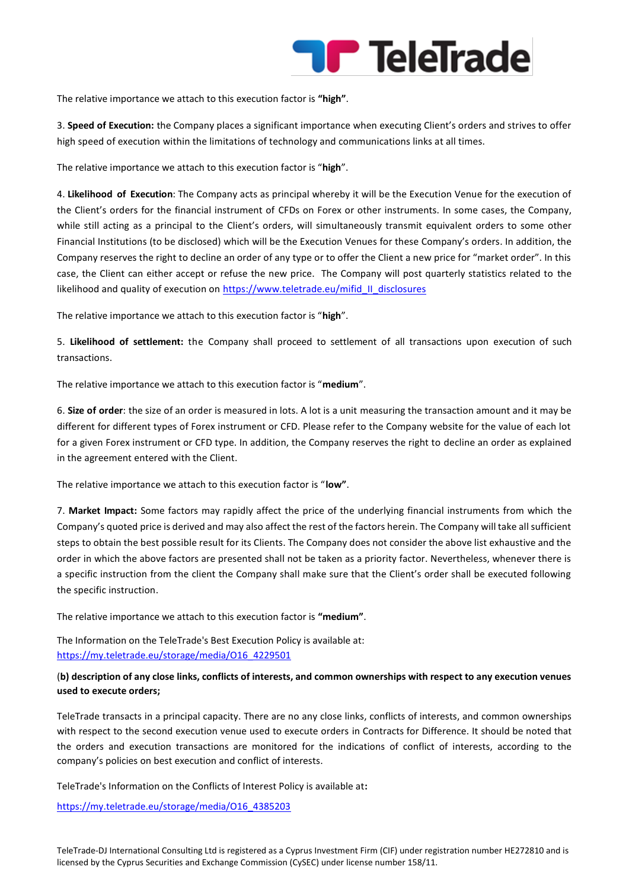The relative importance we attach to this execution factor is **"high"**.

3. **Speed of Execution:** the Company places a significant importance when executing Client's orders and strives to offer high speed of execution within the limitations of technology and communications links at all times.

The relative importance we attach to this execution factor is "**high**".

4. **Likelihood of Execution**: The Company acts as principal whereby it will be the Execution Venue for the execution of the Client's orders for the financial instrument of CFDs on Forex or other instruments. In some cases, the Company, while still acting as a principal to the Client's orders, will simultaneously transmit equivalent orders to some other Financial Institutions (to be disclosed) which will be the Execution Venues for these Company's orders. In addition, the Company reserves the right to decline an order of any type or to offer the Client a new price for "market order". In this case, the Client can either accept or refuse the new price. The Company will post quarterly statistics related to the likelihood and quality of execution on https://www.teletrade.eu/mifid_II_disclosures

The relative importance we attach to this execution factor is "**high**".

5. **Likelihood of settlement:** the Company shall proceed to settlement of all transactions upon execution of such transactions.

The relative importance we attach to this execution factor is "**medium**".

6. **Size of order**: the size of an order is measured in lots. A lot is a unit measuring the transaction amount and it may be different for different types of Forex instrument or CFD. Please refer to the Company website for the value of each lot for a given Forex instrument or CFD type. In addition, the Company reserves the right to decline an order as explained in the agreement entered with the Client.

The relative importance we attach to this execution factor is "**low"**.

7. **Market Impact:** Some factors may rapidly affect the price of the underlying financial instruments from which the Company's quoted price is derived and may also affect the rest of the factors herein. The Company will take all sufficient steps to obtain the best possible result for its Clients. The Company does not consider the above list exhaustive and the order in which the above factors are presented shall not be taken as a priority factor. Nevertheless, whenever there is a specific instruction from the client the Company shall make sure that the Client's order shall be executed following the specific instruction.

The relative importance we attach to this execution factor is **"medium"**.

The Information on the TeleTrade's Best Execution Policy is available at:
https://my.teletrade.eu/storage/media/O16_4229501

(**b) description of any close links, conflicts of interests, and common ownerships with respect to any execution venues used to execute orders;**

TeleTrade transacts in a principal capacity. There are no any close links, conflicts of interests, and common ownerships with respect to the second execution venue used to execute orders in Contracts for Difference. It should be noted that the orders and execution transactions are monitored for the indications of conflict of interests, according to the company's policies on best execution and conflict of interests.

TeleTrade's Information on the Conflicts of Interest Policy is available at**:**

https://my.teletrade.eu/storage/media/O16_4385203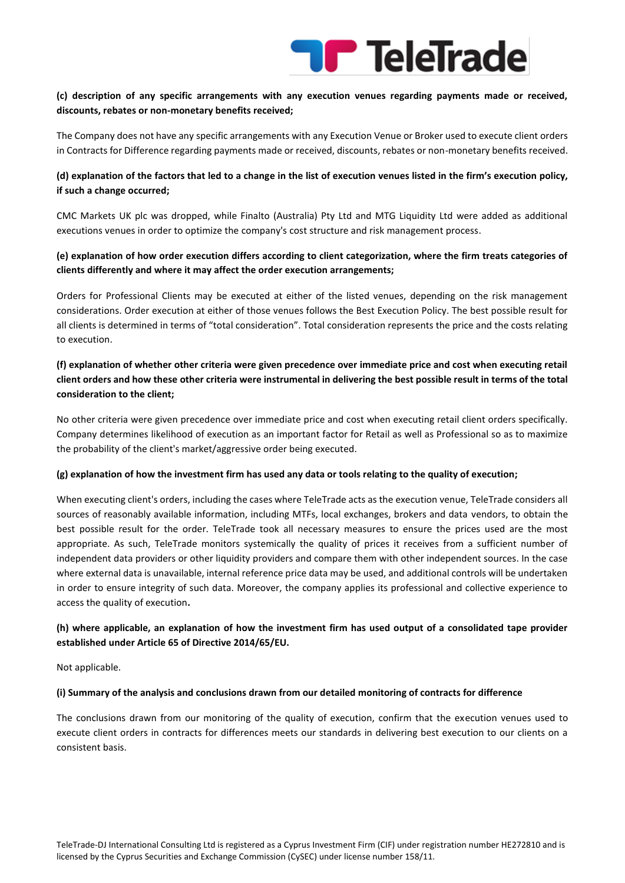**(c) description of any specific arrangements with any execution venues regarding payments made or received, discounts, rebates or non-monetary benefits received;**

The Company does not have any specific arrangements with any Execution Venue or Broker used to execute client orders in Contracts for Difference regarding payments made or received, discounts, rebates or non-monetary benefits received.

**(d) explanation of the factors that led to a change in the list of execution venues listed in the firm's execution policy, if such a change occurred;**

CMC Markets UK plc was dropped, while Finalto (Australia) Pty Ltd and MTG Liquidity Ltd were added as additional executions venues in order to optimize the company's cost structure and risk management process.

**(e) explanation of how order execution differs according to client categorization, where the firm treats categories of clients differently and where it may affect the order execution arrangements;**

Orders for Professional Clients may be executed at either of the listed venues, depending on the risk management considerations. Order execution at either of those venues follows the Best Execution Policy. The best possible result for all clients is determined in terms of "total consideration". Total consideration represents the price and the costs relating to execution.

**(f) explanation of whether other criteria were given precedence over immediate price and cost when executing retail client orders and how these other criteria were instrumental in delivering the best possible result in terms of the total consideration to the client;**

No other criteria were given precedence over immediate price and cost when executing retail client orders specifically. Company determines likelihood of execution as an important factor for Retail as well as Professional so as to maximize the probability of the client's market/aggressive order being executed.

**(g) explanation of how the investment firm has used any data or tools relating to the quality of execution;**

When executing client's orders, including the cases where TeleTrade acts as the execution venue, TeleTrade considers all sources of reasonably available information, including MTFs, local exchanges, brokers and data vendors, to obtain the best possible result for the order. TeleTrade took all necessary measures to ensure the prices used are the most appropriate. As such, TeleTrade monitors systemically the quality of prices it receives from a sufficient number of independent data providers or other liquidity providers and compare them with other independent sources. In the case where external data is unavailable, internal reference price data may be used, and additional controls will be undertaken in order to ensure integrity of such data. Moreover, the company applies its professional and collective experience to access the quality of execution**.**

**(h) where applicable, an explanation of how the investment firm has used output of a consolidated tape provider established under Article 65 of Directive 2014/65/EU.**

Not applicable.

**(i) Summary of the analysis and conclusions drawn from our detailed monitoring of contracts for difference**

The conclusions drawn from our monitoring of the quality of execution, confirm that the execution venues used to execute client orders in contracts for differences meets our standards in delivering best execution to our clients on a consistent basis.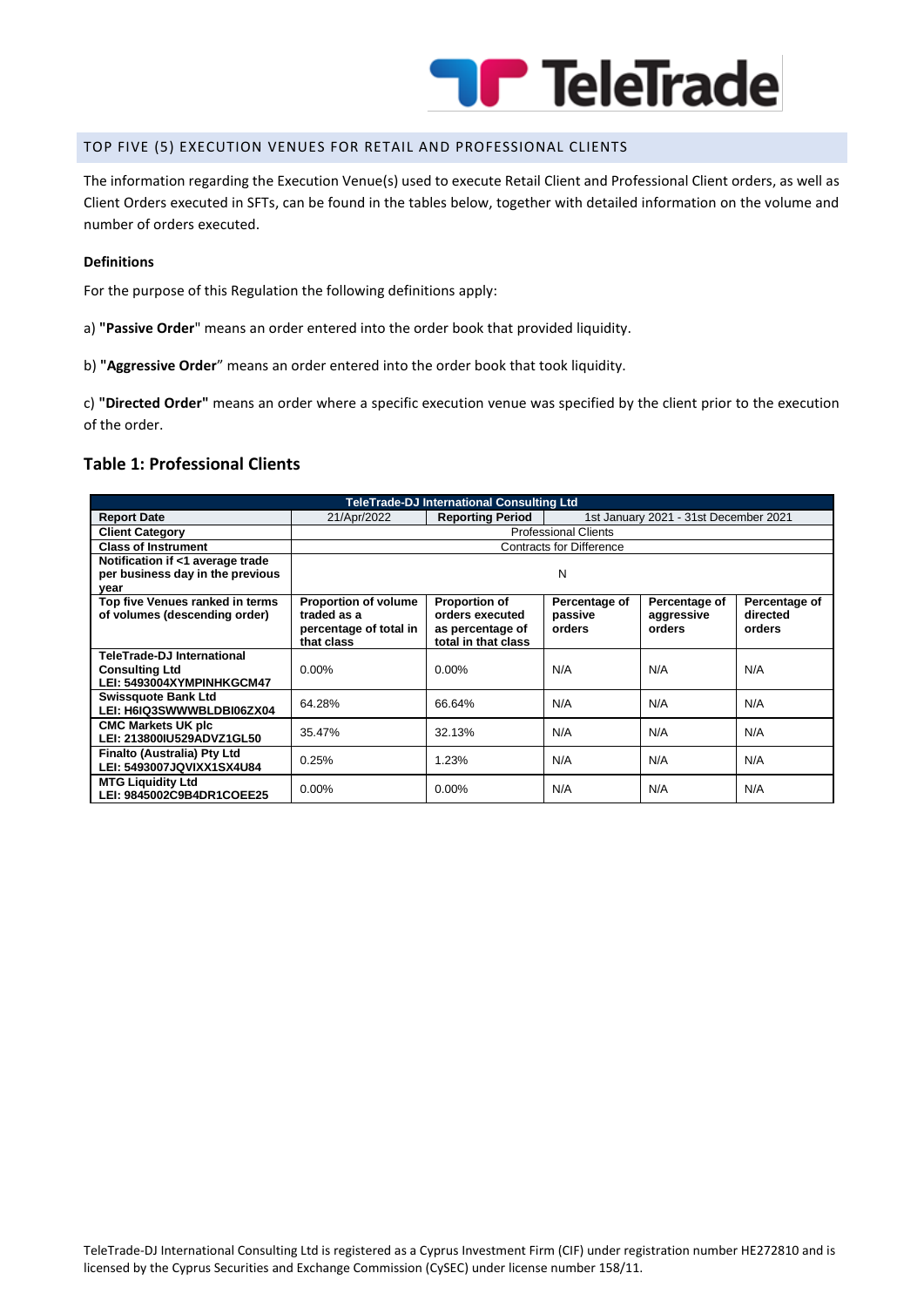## TOP FIVE (5) EXECUTION VENUES FOR RETAIL AND PROFESSIONAL CLIENTS

The information regarding the Execution Venue(s) used to execute Retail Client and Professional Client orders, as well as Client Orders executed in SFTs, can be found in the tables below, together with detailed information on the volume and number of orders executed.

**Definitions**

For the purpose of this Regulation the following definitions apply:

a) **"Passive Order**" means an order entered into the order book that provided liquidity.

b) **"Aggressive Order**" means an order entered into the order book that took liquidity.

c) **"Directed Order"** means an order where a specific execution venue was specified by the client prior to the execution of the order.

### Table 1: Professional Clients

| TeleTrade-DJ International Consulting Ltd | | | | | |
|---|---|---|---|---|---|
| **Report Date** | 21/Apr/2022 | **Reporting Period** | 1st January 2021 - 31st December 2021 | | |
| **Client Category** | Professional Clients | | | | |
| **Class of Instrument** | Contracts for Difference | | | | |
| **Notification if <1 average trade per business day in the previous year** | N | | | | |
| **Top five Venues ranked in terms of volumes (descending order)** | **Proportion of volume traded as a percentage of total in that class** | **Proportion of orders executed as percentage of total in that class** | **Percentage of passive orders** | **Percentage of aggressive orders** | **Percentage of directed orders** |
| **TeleTrade-DJ International Consulting Ltd LEI: 5493004XYMPINHKGCM47** | 0.00% | 0.00% | N/A | N/A | N/A |
| **Swissquote Bank Ltd LEI: H6IQ3SWWWBLDBI06ZX04** | 64.28% | 66.64% | N/A | N/A | N/A |
| **CMC Markets UK plc LEI: 213800IU529ADVZ1GL50** | 35.47% | 32.13% | N/A | N/A | N/A |
| **Finalto (Australia) Pty Ltd LEI: 5493007JQVIXX1SX4U84** | 0.25% | 1.23% | N/A | N/A | N/A |
| **MTG Liquidity Ltd LEI: 9845002C9B4DR1COEE25** | 0.00% | 0.00% | N/A | N/A | N/A |

TeleTrade-DJ International Consulting Ltd is registered as a Cyprus Investment Firm (CIF) under registration number HE272810 and is licensed by the Cyprus Securities and Exchange Commission (CySEC) under license number 158/11.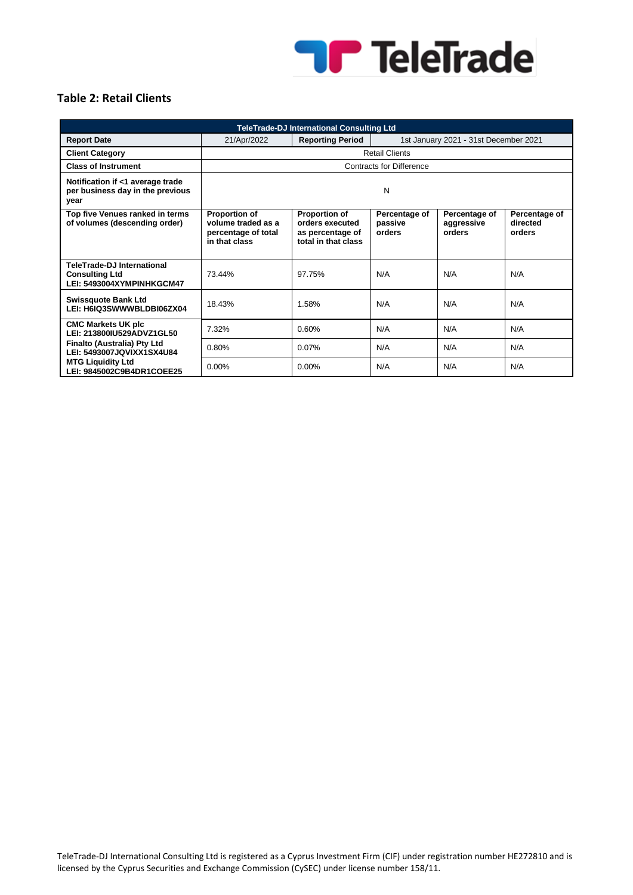## Table 2: Retail Clients

| TeleTrade-DJ International Consulting Ltd | | | | | |
|---|---|---|---|---|---|
| **Report Date** | 21/Apr/2022 | **Reporting Period** | 1st January 2021 - 31st December 2021 | | |
| **Client Category** | Retail Clients | | | | |
| **Class of Instrument** | Contracts for Difference | | | | |
| **Notification if <1 average trade per business day in the previous year** | N | | | | |
| **Top five Venues ranked in terms of volumes (descending order)** | **Proportion of volume traded as a percentage of total in that class** | **Proportion of orders executed as percentage of total in that class** | **Percentage of passive orders** | **Percentage of aggressive orders** | **Percentage of directed orders** |
| **TeleTrade-DJ International Consulting Ltd LEI: 5493004XYMPINHKGCM47** | 73.44% | 97.75% | N/A | N/A | N/A |
| **Swissquote Bank Ltd LEI: H6IQ3SWWWBLDBI06ZX04** | 18.43% | 1.58% | N/A | N/A | N/A |
| **CMC Markets UK plc LEI: 213800IU529ADVZ1GL50** | 7.32% | 0.60% | N/A | N/A | N/A |
| **Finalto (Australia) Pty Ltd LEI: 5493007JQVIXX1SX4U84** | 0.80% | 0.07% | N/A | N/A | N/A |
| **MTG Liquidity Ltd LEI: 9845002C9B4DR1COEE25** | 0.00% | 0.00% | N/A | N/A | N/A |

TeleTrade-DJ International Consulting Ltd is registered as a Cyprus Investment Firm (CIF) under registration number HE272810 and is licensed by the Cyprus Securities and Exchange Commission (CySEC) under license number 158/11.